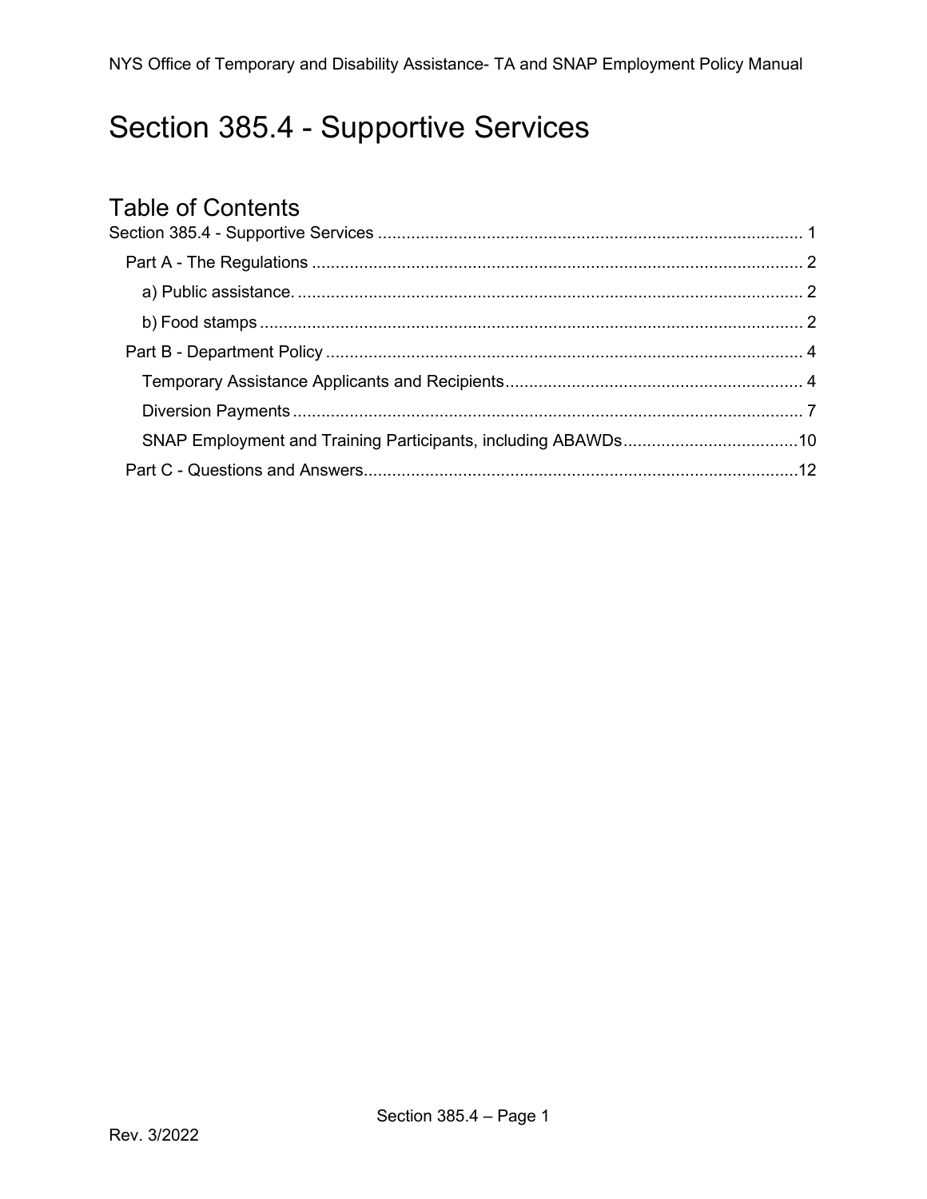# Section 385.4 - Supportive Services

## Table of Contents

Section 385.4 - Supportive Services ............................................................................................ 1

- Part A - The Regulations ......................................................................................................... 2
  - a) Public assistance. ........................................................................................................... 2
  - b) Food stamps .................................................................................................................... 2
- Part B - Department Policy ...................................................................................................... 4
  - Temporary Assistance Applicants and Recipients ............................................................... 4
  - Diversion Payments ............................................................................................................ 7
  - SNAP Employment and Training Participants, including ABAWDs ...................................... 10
- Part C - Questions and Answers ............................................................................................. 12

Rev. 3/2022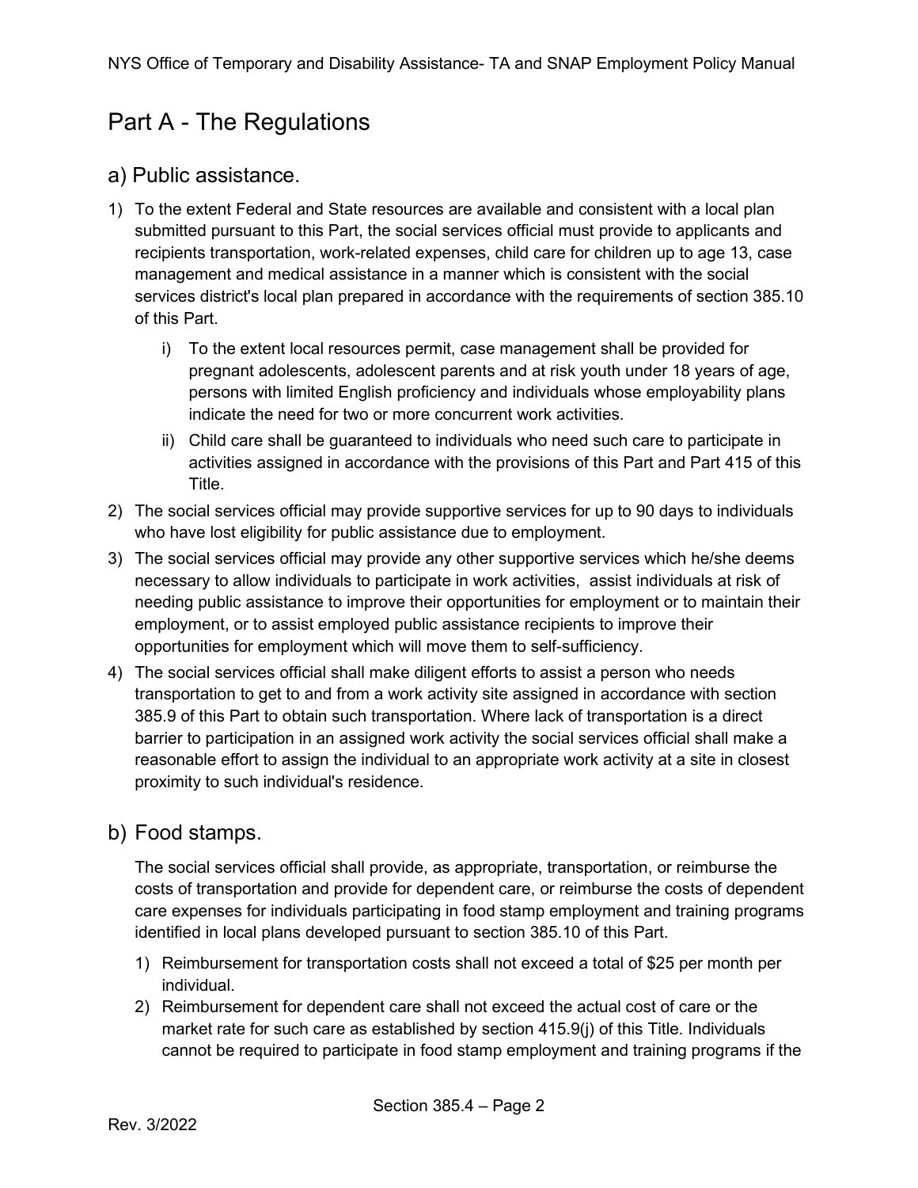# Part A - The Regulations

## a) Public assistance.

1) To the extent Federal and State resources are available and consistent with a local plan submitted pursuant to this Part, the social services official must provide to applicants and recipients transportation, work-related expenses, child care for children up to age 13, case management and medical assistance in a manner which is consistent with the social services district's local plan prepared in accordance with the requirements of section 385.10 of this Part.
   i) To the extent local resources permit, case management shall be provided for pregnant adolescents, adolescent parents and at risk youth under 18 years of age, persons with limited English proficiency and individuals whose employability plans indicate the need for two or more concurrent work activities.
   ii) Child care shall be guaranteed to individuals who need such care to participate in activities assigned in accordance with the provisions of this Part and Part 415 of this Title.
2) The social services official may provide supportive services for up to 90 days to individuals who have lost eligibility for public assistance due to employment.
3) The social services official may provide any other supportive services which he/she deems necessary to allow individuals to participate in work activities, assist individuals at risk of needing public assistance to improve their opportunities for employment or to maintain their employment, or to assist employed public assistance recipients to improve their opportunities for employment which will move them to self-sufficiency.
4) The social services official shall make diligent efforts to assist a person who needs transportation to get to and from a work activity site assigned in accordance with section 385.9 of this Part to obtain such transportation. Where lack of transportation is a direct barrier to participation in an assigned work activity the social services official shall make a reasonable effort to assign the individual to an appropriate work activity at a site in closest proximity to such individual's residence.

## b) Food stamps.

The social services official shall provide, as appropriate, transportation, or reimburse the costs of transportation and provide for dependent care, or reimburse the costs of dependent care expenses for individuals participating in food stamp employment and training programs identified in local plans developed pursuant to section 385.10 of this Part.

1) Reimbursement for transportation costs shall not exceed a total of $25 per month per individual.
2) Reimbursement for dependent care shall not exceed the actual cost of care or the market rate for such care as established by section 415.9(j) of this Title. Individuals cannot be required to participate in food stamp employment and training programs if the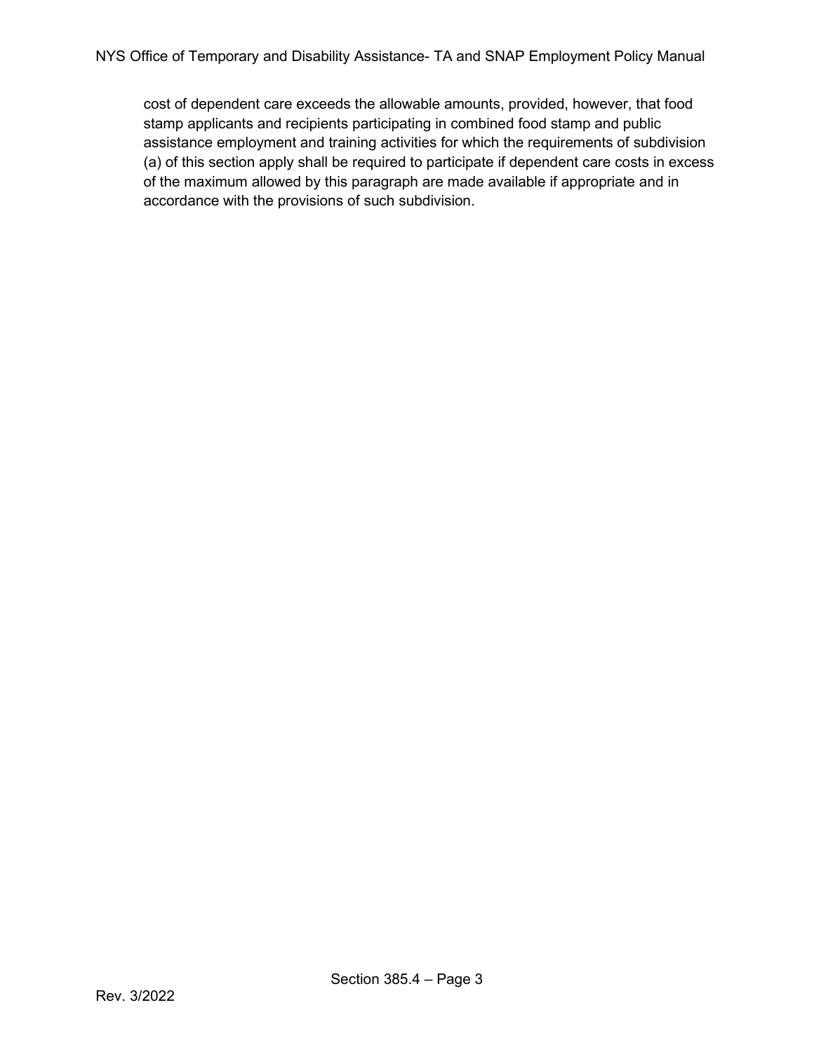cost of dependent care exceeds the allowable amounts, provided, however, that food stamp applicants and recipients participating in combined food stamp and public assistance employment and training activities for which the requirements of subdivision (a) of this section apply shall be required to participate if dependent care costs in excess of the maximum allowed by this paragraph are made available if appropriate and in accordance with the provisions of such subdivision.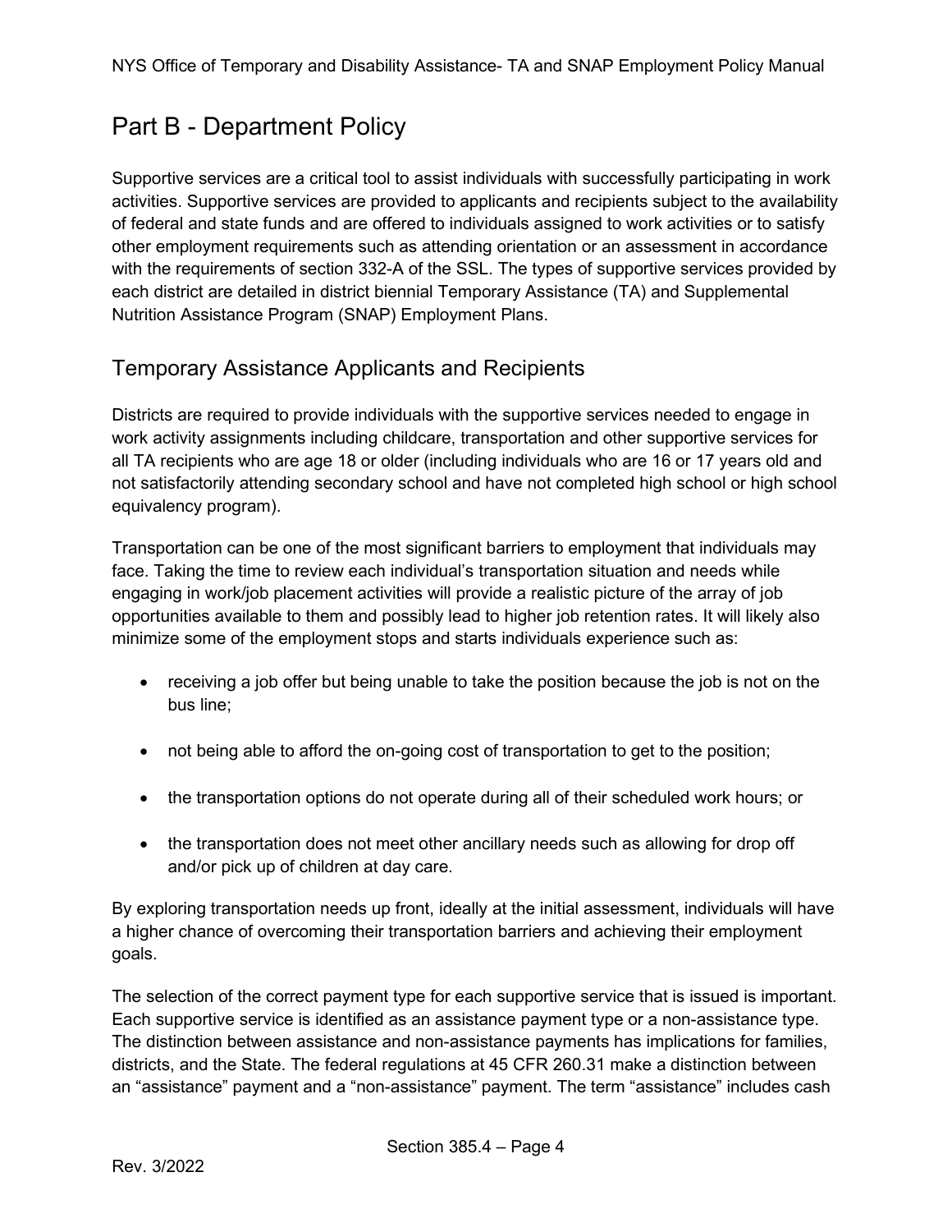# Part B - Department Policy

Supportive services are a critical tool to assist individuals with successfully participating in work activities. Supportive services are provided to applicants and recipients subject to the availability of federal and state funds and are offered to individuals assigned to work activities or to satisfy other employment requirements such as attending orientation or an assessment in accordance with the requirements of section 332-A of the SSL. The types of supportive services provided by each district are detailed in district biennial Temporary Assistance (TA) and Supplemental Nutrition Assistance Program (SNAP) Employment Plans.

## Temporary Assistance Applicants and Recipients

Districts are required to provide individuals with the supportive services needed to engage in work activity assignments including childcare, transportation and other supportive services for all TA recipients who are age 18 or older (including individuals who are 16 or 17 years old and not satisfactorily attending secondary school and have not completed high school or high school equivalency program).

Transportation can be one of the most significant barriers to employment that individuals may face. Taking the time to review each individual's transportation situation and needs while engaging in work/job placement activities will provide a realistic picture of the array of job opportunities available to them and possibly lead to higher job retention rates. It will likely also minimize some of the employment stops and starts individuals experience such as:

- receiving a job offer but being unable to take the position because the job is not on the bus line;
- not being able to afford the on-going cost of transportation to get to the position;
- the transportation options do not operate during all of their scheduled work hours; or
- the transportation does not meet other ancillary needs such as allowing for drop off and/or pick up of children at day care.

By exploring transportation needs up front, ideally at the initial assessment, individuals will have a higher chance of overcoming their transportation barriers and achieving their employment goals.

The selection of the correct payment type for each supportive service that is issued is important. Each supportive service is identified as an assistance payment type or a non-assistance type. The distinction between assistance and non-assistance payments has implications for families, districts, and the State. The federal regulations at 45 CFR 260.31 make a distinction between an "assistance" payment and a "non-assistance" payment. The term "assistance" includes cash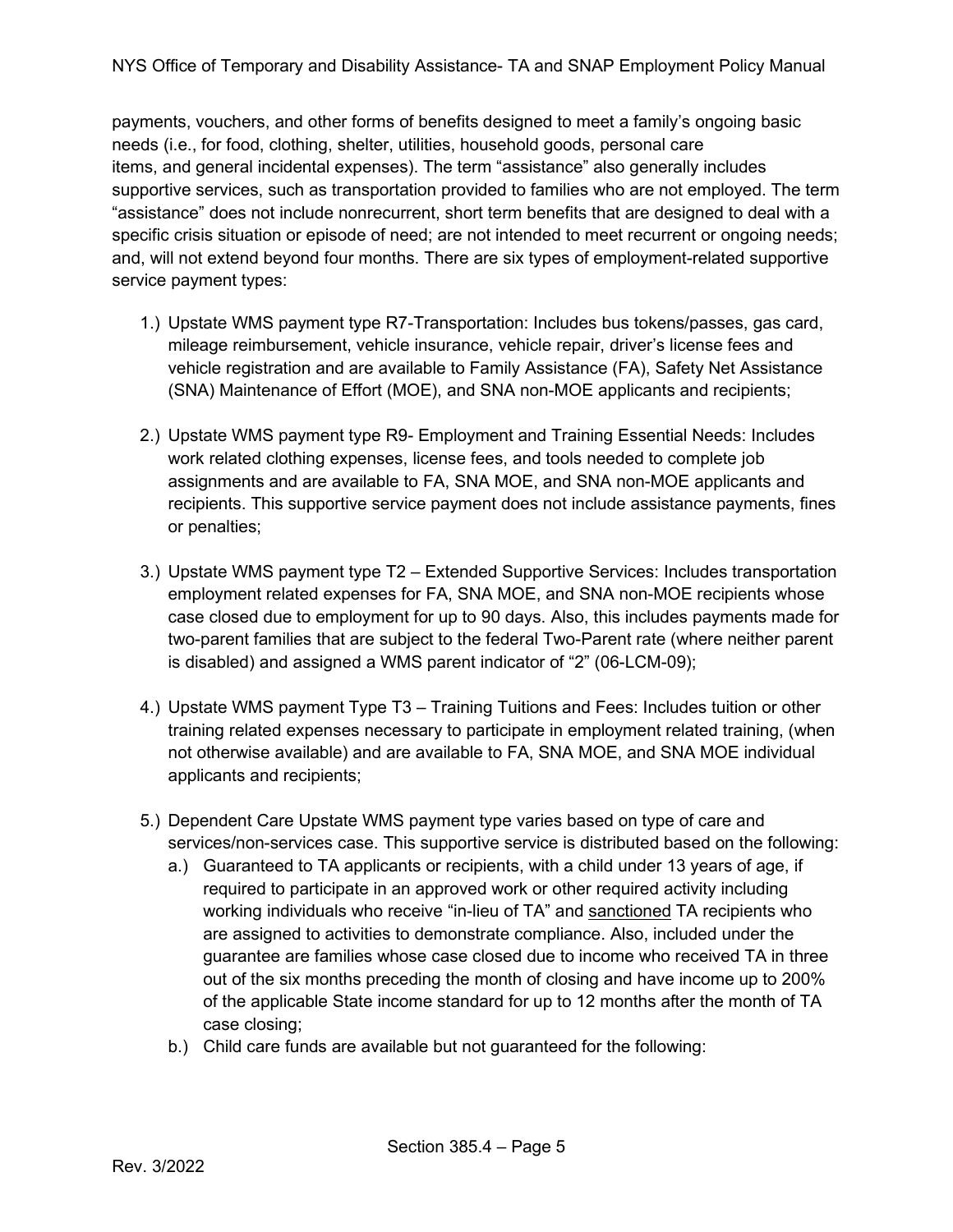payments, vouchers, and other forms of benefits designed to meet a family's ongoing basic needs (i.e., for food, clothing, shelter, utilities, household goods, personal care items, and general incidental expenses). The term "assistance" also generally includes supportive services, such as transportation provided to families who are not employed. The term "assistance" does not include nonrecurrent, short term benefits that are designed to deal with a specific crisis situation or episode of need; are not intended to meet recurrent or ongoing needs; and, will not extend beyond four months. There are six types of employment-related supportive service payment types:

1.) Upstate WMS payment type R7-Transportation: Includes bus tokens/passes, gas card, mileage reimbursement, vehicle insurance, vehicle repair, driver's license fees and vehicle registration and are available to Family Assistance (FA), Safety Net Assistance (SNA) Maintenance of Effort (MOE), and SNA non-MOE applicants and recipients;

2.) Upstate WMS payment type R9- Employment and Training Essential Needs: Includes work related clothing expenses, license fees, and tools needed to complete job assignments and are available to FA, SNA MOE, and SNA non-MOE applicants and recipients. This supportive service payment does not include assistance payments, fines or penalties;

3.) Upstate WMS payment type T2 – Extended Supportive Services: Includes transportation employment related expenses for FA, SNA MOE, and SNA non-MOE recipients whose case closed due to employment for up to 90 days. Also, this includes payments made for two-parent families that are subject to the federal Two-Parent rate (where neither parent is disabled) and assigned a WMS parent indicator of "2" (06-LCM-09);

4.) Upstate WMS payment Type T3 – Training Tuitions and Fees: Includes tuition or other training related expenses necessary to participate in employment related training, (when not otherwise available) and are available to FA, SNA MOE, and SNA MOE individual applicants and recipients;

5.) Dependent Care Upstate WMS payment type varies based on type of care and services/non-services case. This supportive service is distributed based on the following:
   a.) Guaranteed to TA applicants or recipients, with a child under 13 years of age, if required to participate in an approved work or other required activity including working individuals who receive "in-lieu of TA" and <u>sanctioned</u> TA recipients who are assigned to activities to demonstrate compliance. Also, included under the guarantee are families whose case closed due to income who received TA in three out of the six months preceding the month of closing and have income up to 200% of the applicable State income standard for up to 12 months after the month of TA case closing;
   b.) Child care funds are available but not guaranteed for the following: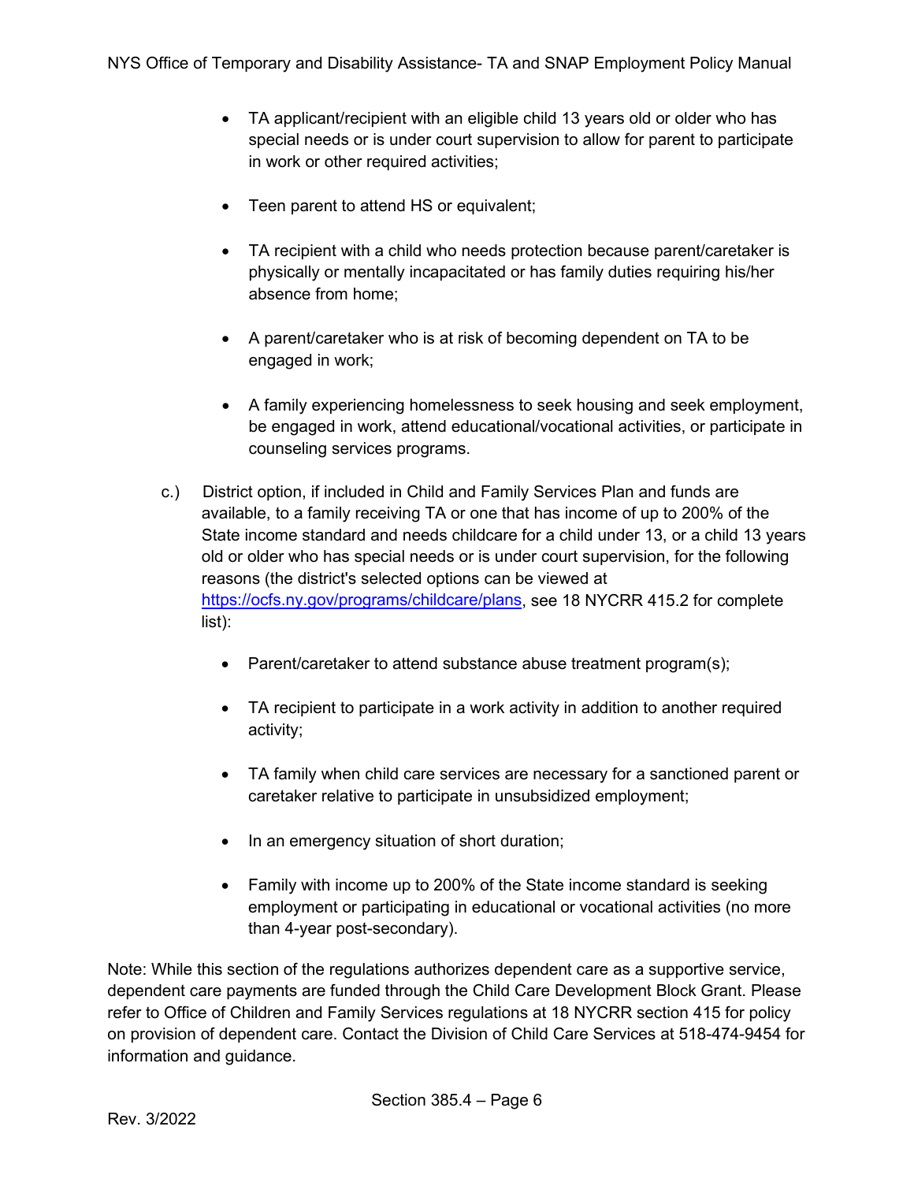- TA applicant/recipient with an eligible child 13 years old or older who has special needs or is under court supervision to allow for parent to participate in work or other required activities;

- Teen parent to attend HS or equivalent;

- TA recipient with a child who needs protection because parent/caretaker is physically or mentally incapacitated or has family duties requiring his/her absence from home;

- A parent/caretaker who is at risk of becoming dependent on TA to be engaged in work;

- A family experiencing homelessness to seek housing and seek employment, be engaged in work, attend educational/vocational activities, or participate in counseling services programs.

c.) District option, if included in Child and Family Services Plan and funds are available, to a family receiving TA or one that has income of up to 200% of the State income standard and needs childcare for a child under 13, or a child 13 years old or older who has special needs or is under court supervision, for the following reasons (the district's selected options can be viewed at [https://ocfs.ny.gov/programs/childcare/plans](https://ocfs.ny.gov/programs/childcare/plans), see 18 NYCRR 415.2 for complete list):

- Parent/caretaker to attend substance abuse treatment program(s);

- TA recipient to participate in a work activity in addition to another required activity;

- TA family when child care services are necessary for a sanctioned parent or caretaker relative to participate in unsubsidized employment;

- In an emergency situation of short duration;

- Family with income up to 200% of the State income standard is seeking employment or participating in educational or vocational activities (no more than 4-year post-secondary).

Note: While this section of the regulations authorizes dependent care as a supportive service, dependent care payments are funded through the Child Care Development Block Grant. Please refer to Office of Children and Family Services regulations at 18 NYCRR section 415 for policy on provision of dependent care. Contact the Division of Child Care Services at 518-474-9454 for information and guidance.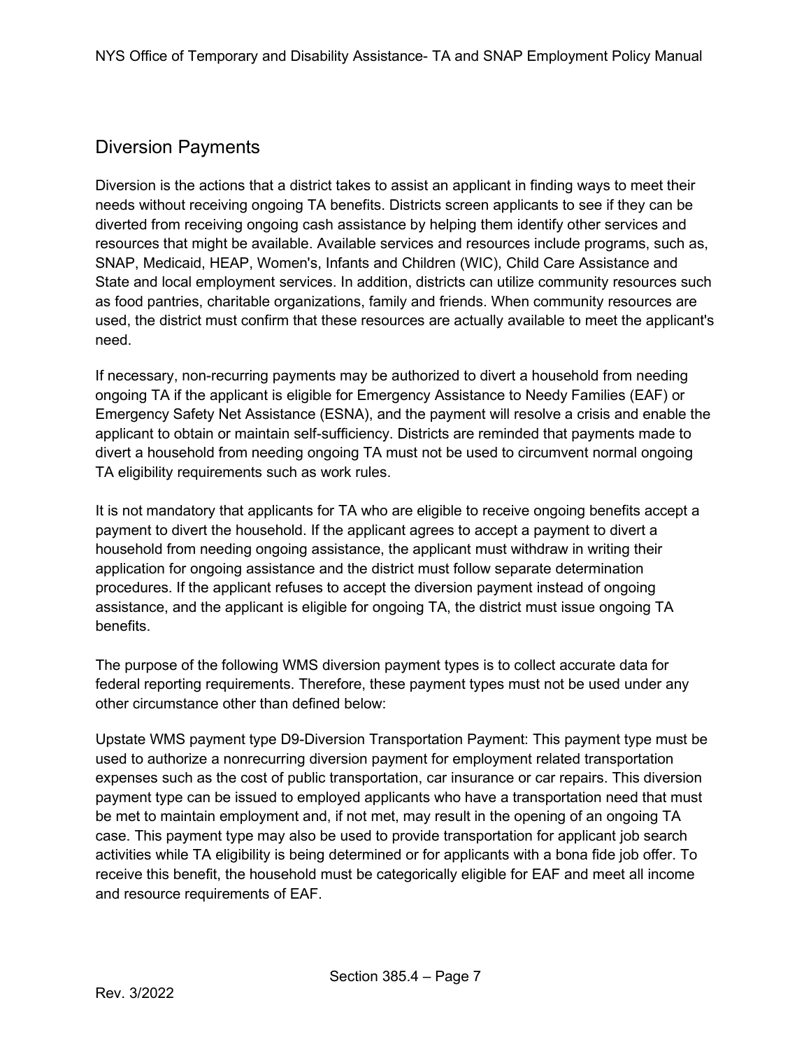## Diversion Payments

Diversion is the actions that a district takes to assist an applicant in finding ways to meet their needs without receiving ongoing TA benefits. Districts screen applicants to see if they can be diverted from receiving ongoing cash assistance by helping them identify other services and resources that might be available. Available services and resources include programs, such as, SNAP, Medicaid, HEAP, Women's, Infants and Children (WIC), Child Care Assistance and State and local employment services. In addition, districts can utilize community resources such as food pantries, charitable organizations, family and friends. When community resources are used, the district must confirm that these resources are actually available to meet the applicant's need.

If necessary, non-recurring payments may be authorized to divert a household from needing ongoing TA if the applicant is eligible for Emergency Assistance to Needy Families (EAF) or Emergency Safety Net Assistance (ESNA), and the payment will resolve a crisis and enable the applicant to obtain or maintain self-sufficiency. Districts are reminded that payments made to divert a household from needing ongoing TA must not be used to circumvent normal ongoing TA eligibility requirements such as work rules.

It is not mandatory that applicants for TA who are eligible to receive ongoing benefits accept a payment to divert the household. If the applicant agrees to accept a payment to divert a household from needing ongoing assistance, the applicant must withdraw in writing their application for ongoing assistance and the district must follow separate determination procedures. If the applicant refuses to accept the diversion payment instead of ongoing assistance, and the applicant is eligible for ongoing TA, the district must issue ongoing TA benefits.

The purpose of the following WMS diversion payment types is to collect accurate data for federal reporting requirements. Therefore, these payment types must not be used under any other circumstance other than defined below:

Upstate WMS payment type D9-Diversion Transportation Payment: This payment type must be used to authorize a nonrecurring diversion payment for employment related transportation expenses such as the cost of public transportation, car insurance or car repairs. This diversion payment type can be issued to employed applicants who have a transportation need that must be met to maintain employment and, if not met, may result in the opening of an ongoing TA case. This payment type may also be used to provide transportation for applicant job search activities while TA eligibility is being determined or for applicants with a bona fide job offer. To receive this benefit, the household must be categorically eligible for EAF and meet all income and resource requirements of EAF.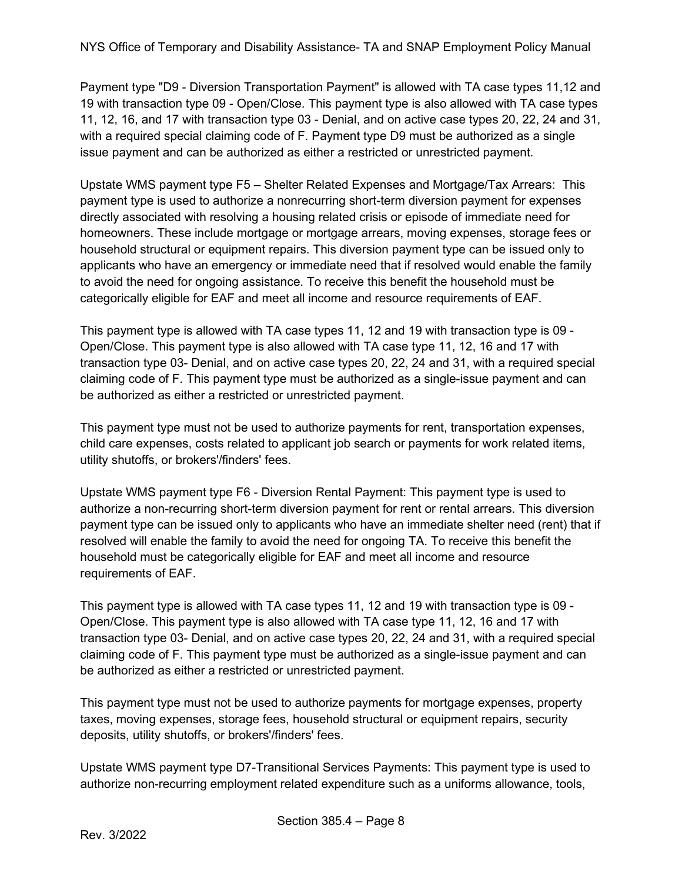Payment type "D9 - Diversion Transportation Payment" is allowed with TA case types 11,12 and 19 with transaction type 09 - Open/Close. This payment type is also allowed with TA case types 11, 12, 16, and 17 with transaction type 03 - Denial, and on active case types 20, 22, 24 and 31, with a required special claiming code of F. Payment type D9 must be authorized as a single issue payment and can be authorized as either a restricted or unrestricted payment.

Upstate WMS payment type F5 – Shelter Related Expenses and Mortgage/Tax Arrears: This payment type is used to authorize a nonrecurring short-term diversion payment for expenses directly associated with resolving a housing related crisis or episode of immediate need for homeowners. These include mortgage or mortgage arrears, moving expenses, storage fees or household structural or equipment repairs. This diversion payment type can be issued only to applicants who have an emergency or immediate need that if resolved would enable the family to avoid the need for ongoing assistance. To receive this benefit the household must be categorically eligible for EAF and meet all income and resource requirements of EAF.

This payment type is allowed with TA case types 11, 12 and 19 with transaction type is 09 - Open/Close. This payment type is also allowed with TA case type 11, 12, 16 and 17 with transaction type 03- Denial, and on active case types 20, 22, 24 and 31, with a required special claiming code of F. This payment type must be authorized as a single-issue payment and can be authorized as either a restricted or unrestricted payment.

This payment type must not be used to authorize payments for rent, transportation expenses, child care expenses, costs related to applicant job search or payments for work related items, utility shutoffs, or brokers'/finders' fees.

Upstate WMS payment type F6 - Diversion Rental Payment: This payment type is used to authorize a non-recurring short-term diversion payment for rent or rental arrears. This diversion payment type can be issued only to applicants who have an immediate shelter need (rent) that if resolved will enable the family to avoid the need for ongoing TA. To receive this benefit the household must be categorically eligible for EAF and meet all income and resource requirements of EAF.

This payment type is allowed with TA case types 11, 12 and 19 with transaction type is 09 - Open/Close. This payment type is also allowed with TA case type 11, 12, 16 and 17 with transaction type 03- Denial, and on active case types 20, 22, 24 and 31, with a required special claiming code of F. This payment type must be authorized as a single-issue payment and can be authorized as either a restricted or unrestricted payment.

This payment type must not be used to authorize payments for mortgage expenses, property taxes, moving expenses, storage fees, household structural or equipment repairs, security deposits, utility shutoffs, or brokers'/finders' fees.

Upstate WMS payment type D7-Transitional Services Payments: This payment type is used to authorize non-recurring employment related expenditure such as a uniforms allowance, tools,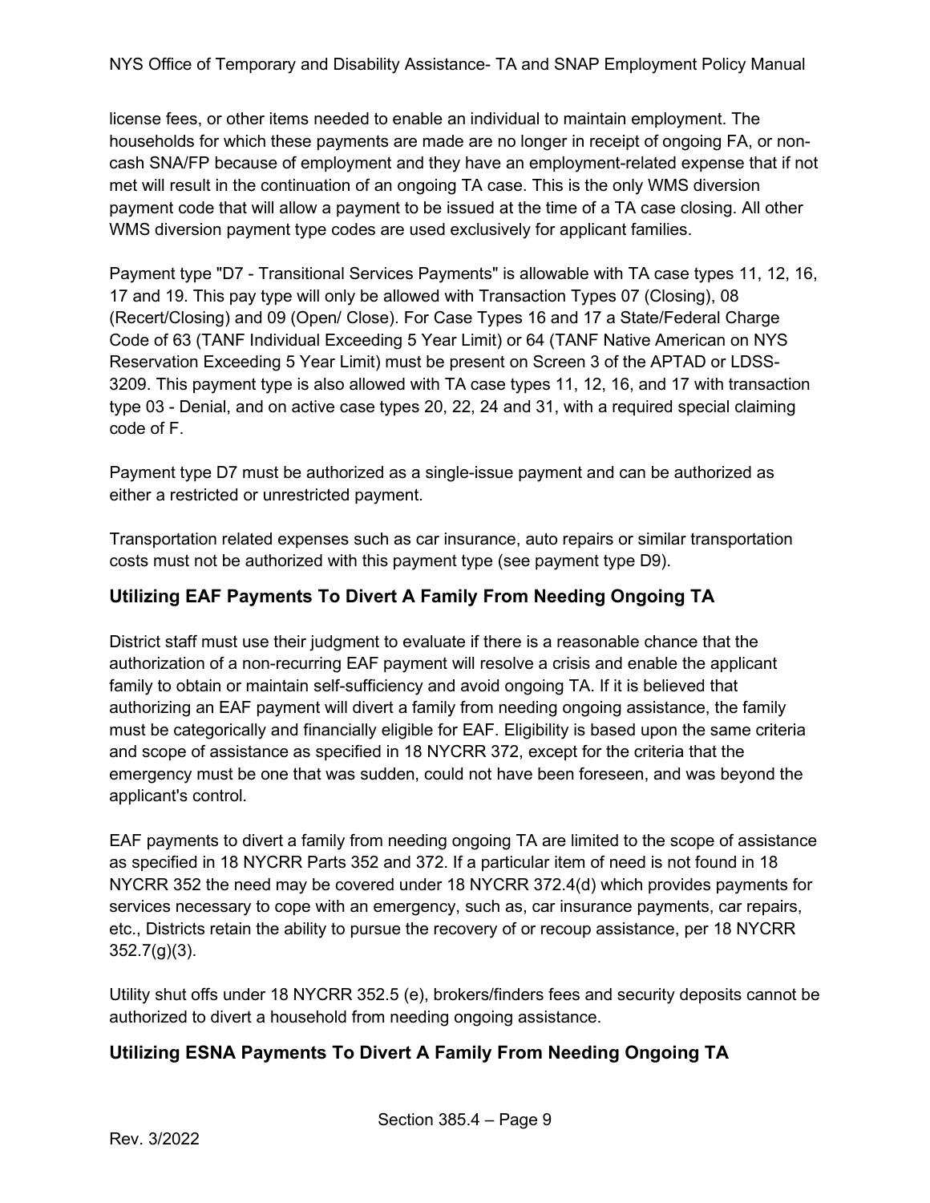license fees, or other items needed to enable an individual to maintain employment. The households for which these payments are made are no longer in receipt of ongoing FA, or non-cash SNA/FP because of employment and they have an employment-related expense that if not met will result in the continuation of an ongoing TA case. This is the only WMS diversion payment code that will allow a payment to be issued at the time of a TA case closing. All other WMS diversion payment type codes are used exclusively for applicant families.

Payment type "D7 - Transitional Services Payments" is allowable with TA case types 11, 12, 16, 17 and 19. This pay type will only be allowed with Transaction Types 07 (Closing), 08 (Recert/Closing) and 09 (Open/ Close). For Case Types 16 and 17 a State/Federal Charge Code of 63 (TANF Individual Exceeding 5 Year Limit) or 64 (TANF Native American on NYS Reservation Exceeding 5 Year Limit) must be present on Screen 3 of the APTAD or LDSS-3209. This payment type is also allowed with TA case types 11, 12, 16, and 17 with transaction type 03 - Denial, and on active case types 20, 22, 24 and 31, with a required special claiming code of F.

Payment type D7 must be authorized as a single-issue payment and can be authorized as either a restricted or unrestricted payment.

Transportation related expenses such as car insurance, auto repairs or similar transportation costs must not be authorized with this payment type (see payment type D9).

## Utilizing EAF Payments To Divert A Family From Needing Ongoing TA

District staff must use their judgment to evaluate if there is a reasonable chance that the authorization of a non-recurring EAF payment will resolve a crisis and enable the applicant family to obtain or maintain self-sufficiency and avoid ongoing TA. If it is believed that authorizing an EAF payment will divert a family from needing ongoing assistance, the family must be categorically and financially eligible for EAF. Eligibility is based upon the same criteria and scope of assistance as specified in 18 NYCRR 372, except for the criteria that the emergency must be one that was sudden, could not have been foreseen, and was beyond the applicant's control.

EAF payments to divert a family from needing ongoing TA are limited to the scope of assistance as specified in 18 NYCRR Parts 352 and 372. If a particular item of need is not found in 18 NYCRR 352 the need may be covered under 18 NYCRR 372.4(d) which provides payments for services necessary to cope with an emergency, such as, car insurance payments, car repairs, etc., Districts retain the ability to pursue the recovery of or recoup assistance, per 18 NYCRR 352.7(g)(3).

Utility shut offs under 18 NYCRR 352.5 (e), brokers/finders fees and security deposits cannot be authorized to divert a household from needing ongoing assistance.

## Utilizing ESNA Payments To Divert A Family From Needing Ongoing TA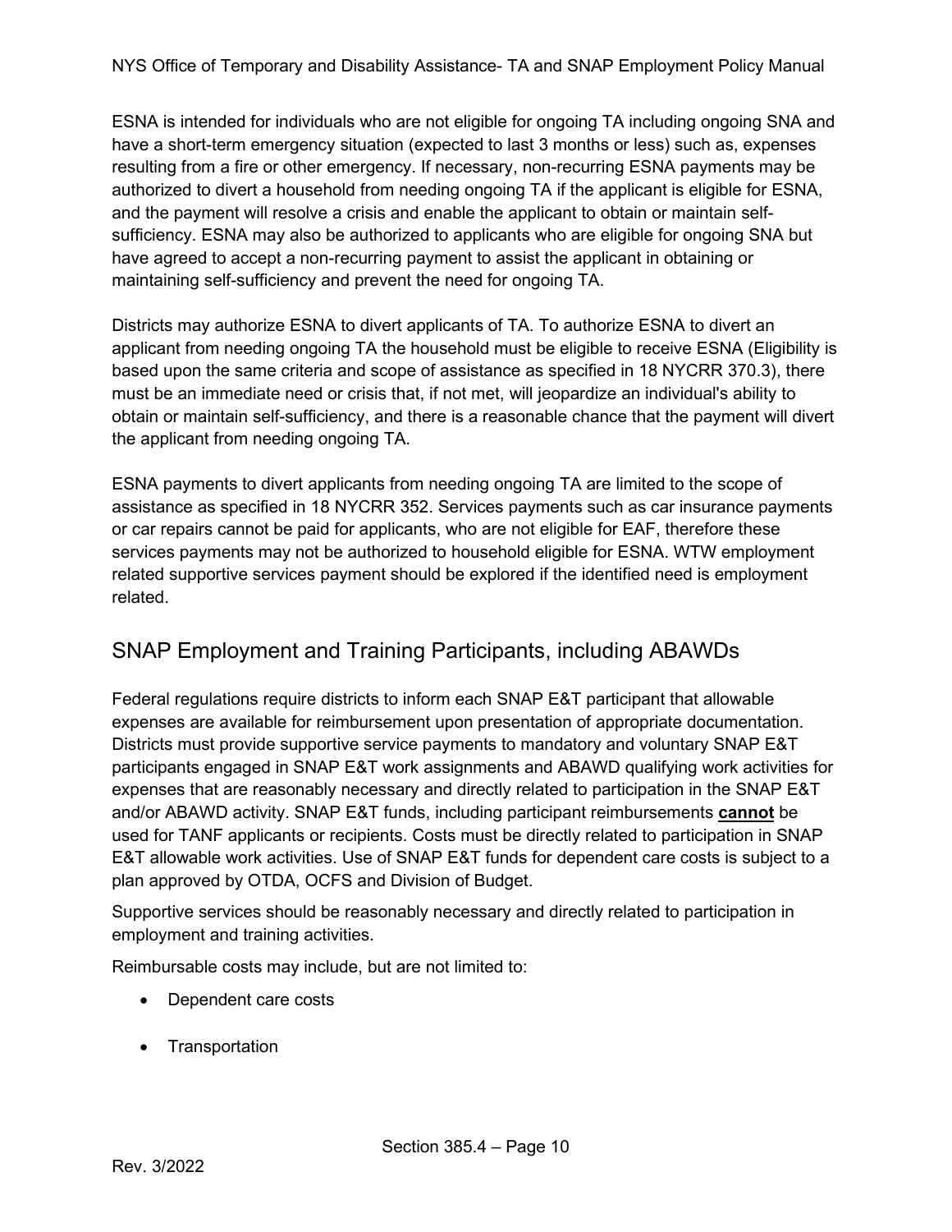ESNA is intended for individuals who are not eligible for ongoing TA including ongoing SNA and have a short-term emergency situation (expected to last 3 months or less) such as, expenses resulting from a fire or other emergency. If necessary, non-recurring ESNA payments may be authorized to divert a household from needing ongoing TA if the applicant is eligible for ESNA, and the payment will resolve a crisis and enable the applicant to obtain or maintain self-sufficiency. ESNA may also be authorized to applicants who are eligible for ongoing SNA but have agreed to accept a non-recurring payment to assist the applicant in obtaining or maintaining self-sufficiency and prevent the need for ongoing TA.

Districts may authorize ESNA to divert applicants of TA. To authorize ESNA to divert an applicant from needing ongoing TA the household must be eligible to receive ESNA (Eligibility is based upon the same criteria and scope of assistance as specified in 18 NYCRR 370.3), there must be an immediate need or crisis that, if not met, will jeopardize an individual's ability to obtain or maintain self-sufficiency, and there is a reasonable chance that the payment will divert the applicant from needing ongoing TA.

ESNA payments to divert applicants from needing ongoing TA are limited to the scope of assistance as specified in 18 NYCRR 352. Services payments such as car insurance payments or car repairs cannot be paid for applicants, who are not eligible for EAF, therefore these services payments may not be authorized to household eligible for ESNA. WTW employment related supportive services payment should be explored if the identified need is employment related.

## SNAP Employment and Training Participants, including ABAWDs

Federal regulations require districts to inform each SNAP E&T participant that allowable expenses are available for reimbursement upon presentation of appropriate documentation. Districts must provide supportive service payments to mandatory and voluntary SNAP E&T participants engaged in SNAP E&T work assignments and ABAWD qualifying work activities for expenses that are reasonably necessary and directly related to participation in the SNAP E&T and/or ABAWD activity. SNAP E&T funds, including participant reimbursements **cannot** be used for TANF applicants or recipients. Costs must be directly related to participation in SNAP E&T allowable work activities. Use of SNAP E&T funds for dependent care costs is subject to a plan approved by OTDA, OCFS and Division of Budget.

Supportive services should be reasonably necessary and directly related to participation in employment and training activities.

Reimbursable costs may include, but are not limited to:

- Dependent care costs
- Transportation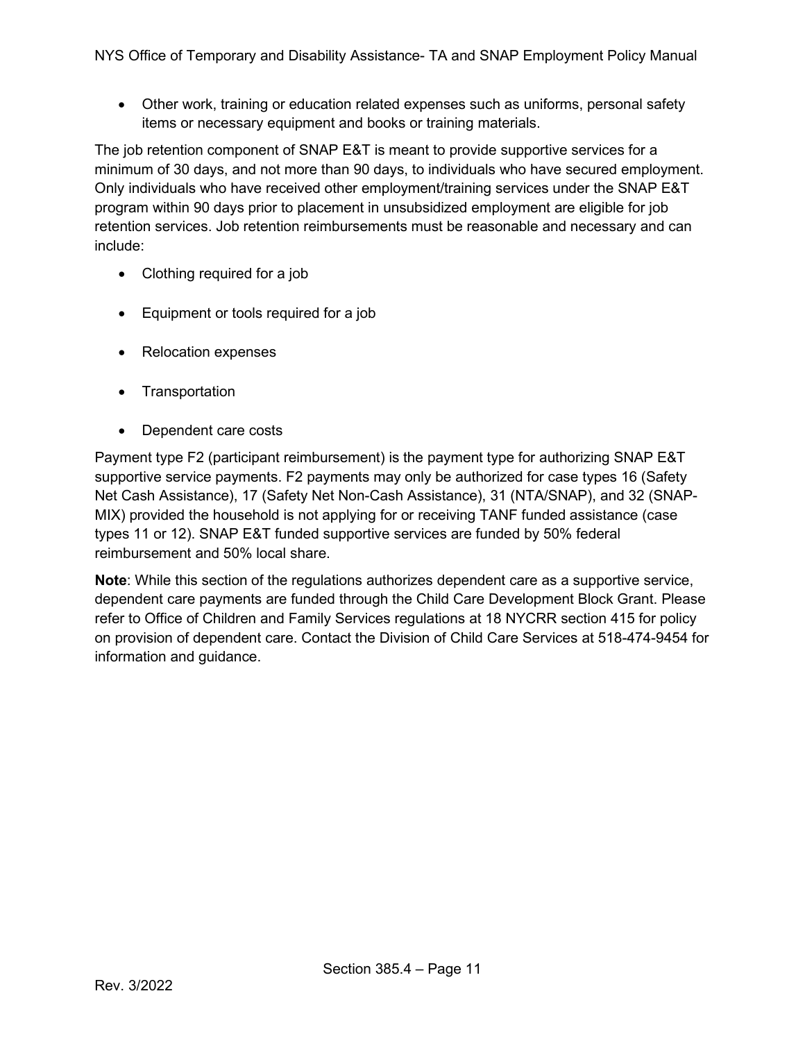- Other work, training or education related expenses such as uniforms, personal safety items or necessary equipment and books or training materials.

The job retention component of SNAP E&T is meant to provide supportive services for a minimum of 30 days, and not more than 90 days, to individuals who have secured employment. Only individuals who have received other employment/training services under the SNAP E&T program within 90 days prior to placement in unsubsidized employment are eligible for job retention services. Job retention reimbursements must be reasonable and necessary and can include:

- Clothing required for a job
- Equipment or tools required for a job
- Relocation expenses
- Transportation
- Dependent care costs

Payment type F2 (participant reimbursement) is the payment type for authorizing SNAP E&T supportive service payments. F2 payments may only be authorized for case types 16 (Safety Net Cash Assistance), 17 (Safety Net Non-Cash Assistance), 31 (NTA/SNAP), and 32 (SNAP-MIX) provided the household is not applying for or receiving TANF funded assistance (case types 11 or 12). SNAP E&T funded supportive services are funded by 50% federal reimbursement and 50% local share.

**Note**: While this section of the regulations authorizes dependent care as a supportive service, dependent care payments are funded through the Child Care Development Block Grant. Please refer to Office of Children and Family Services regulations at 18 NYCRR section 415 for policy on provision of dependent care. Contact the Division of Child Care Services at 518-474-9454 for information and guidance.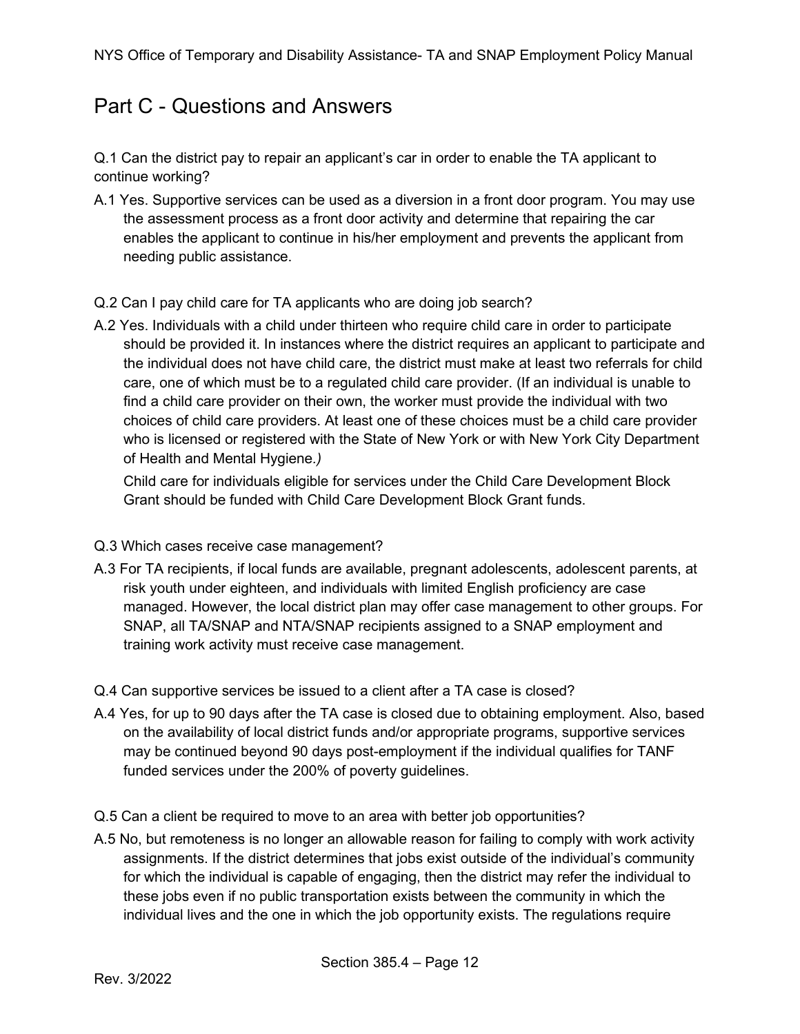## Part C - Questions and Answers

Q.1 Can the district pay to repair an applicant's car in order to enable the TA applicant to continue working?

A.1 Yes. Supportive services can be used as a diversion in a front door program. You may use the assessment process as a front door activity and determine that repairing the car enables the applicant to continue in his/her employment and prevents the applicant from needing public assistance.

Q.2 Can I pay child care for TA applicants who are doing job search?

A.2 Yes. Individuals with a child under thirteen who require child care in order to participate should be provided it. In instances where the district requires an applicant to participate and the individual does not have child care, the district must make at least two referrals for child care, one of which must be to a regulated child care provider. (If an individual is unable to find a child care provider on their own, the worker must provide the individual with two choices of child care providers. At least one of these choices must be a child care provider who is licensed or registered with the State of New York or with New York City Department of Health and Mental Hygiene*.)*

Child care for individuals eligible for services under the Child Care Development Block Grant should be funded with Child Care Development Block Grant funds.

Q.3 Which cases receive case management?

A.3 For TA recipients, if local funds are available, pregnant adolescents, adolescent parents, at risk youth under eighteen, and individuals with limited English proficiency are case managed. However, the local district plan may offer case management to other groups. For SNAP, all TA/SNAP and NTA/SNAP recipients assigned to a SNAP employment and training work activity must receive case management.

Q.4 Can supportive services be issued to a client after a TA case is closed?

A.4 Yes, for up to 90 days after the TA case is closed due to obtaining employment. Also, based on the availability of local district funds and/or appropriate programs, supportive services may be continued beyond 90 days post-employment if the individual qualifies for TANF funded services under the 200% of poverty guidelines.

Q.5 Can a client be required to move to an area with better job opportunities?

A.5 No, but remoteness is no longer an allowable reason for failing to comply with work activity assignments. If the district determines that jobs exist outside of the individual's community for which the individual is capable of engaging, then the district may refer the individual to these jobs even if no public transportation exists between the community in which the individual lives and the one in which the job opportunity exists. The regulations require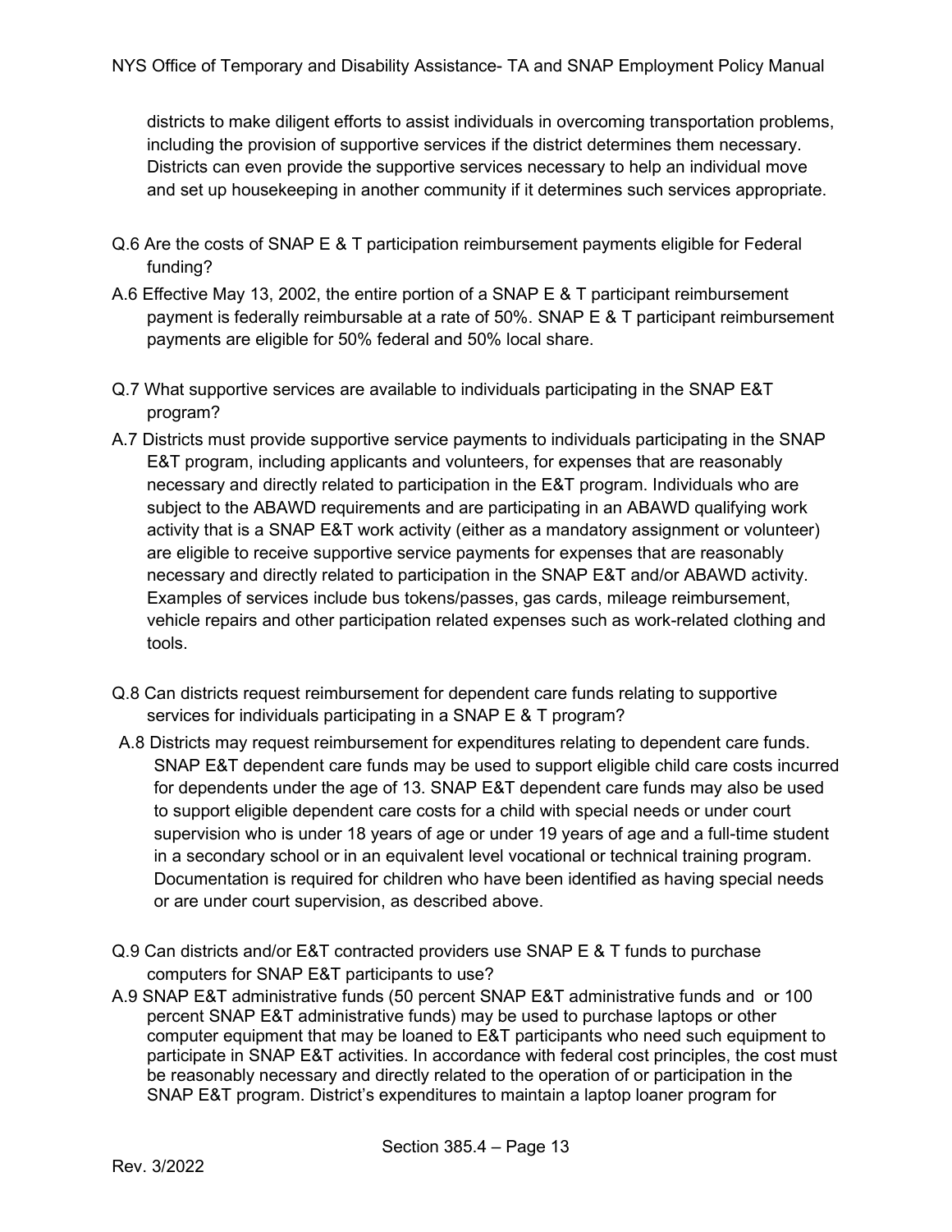districts to make diligent efforts to assist individuals in overcoming transportation problems, including the provision of supportive services if the district determines them necessary. Districts can even provide the supportive services necessary to help an individual move and set up housekeeping in another community if it determines such services appropriate.

Q.6 Are the costs of SNAP E & T participation reimbursement payments eligible for Federal funding?

A.6 Effective May 13, 2002, the entire portion of a SNAP E & T participant reimbursement payment is federally reimbursable at a rate of 50%. SNAP E & T participant reimbursement payments are eligible for 50% federal and 50% local share.

Q.7 What supportive services are available to individuals participating in the SNAP E&T program?

A.7 Districts must provide supportive service payments to individuals participating in the SNAP E&T program, including applicants and volunteers, for expenses that are reasonably necessary and directly related to participation in the E&T program. Individuals who are subject to the ABAWD requirements and are participating in an ABAWD qualifying work activity that is a SNAP E&T work activity (either as a mandatory assignment or volunteer) are eligible to receive supportive service payments for expenses that are reasonably necessary and directly related to participation in the SNAP E&T and/or ABAWD activity. Examples of services include bus tokens/passes, gas cards, mileage reimbursement, vehicle repairs and other participation related expenses such as work-related clothing and tools.

Q.8 Can districts request reimbursement for dependent care funds relating to supportive services for individuals participating in a SNAP E & T program?

A.8 Districts may request reimbursement for expenditures relating to dependent care funds. SNAP E&T dependent care funds may be used to support eligible child care costs incurred for dependents under the age of 13. SNAP E&T dependent care funds may also be used to support eligible dependent care costs for a child with special needs or under court supervision who is under 18 years of age or under 19 years of age and a full-time student in a secondary school or in an equivalent level vocational or technical training program. Documentation is required for children who have been identified as having special needs or are under court supervision, as described above.

Q.9 Can districts and/or E&T contracted providers use SNAP E & T funds to purchase computers for SNAP E&T participants to use?

A.9 SNAP E&T administrative funds (50 percent SNAP E&T administrative funds and or 100 percent SNAP E&T administrative funds) may be used to purchase laptops or other computer equipment that may be loaned to E&T participants who need such equipment to participate in SNAP E&T activities. In accordance with federal cost principles, the cost must be reasonably necessary and directly related to the operation of or participation in the SNAP E&T program. District's expenditures to maintain a laptop loaner program for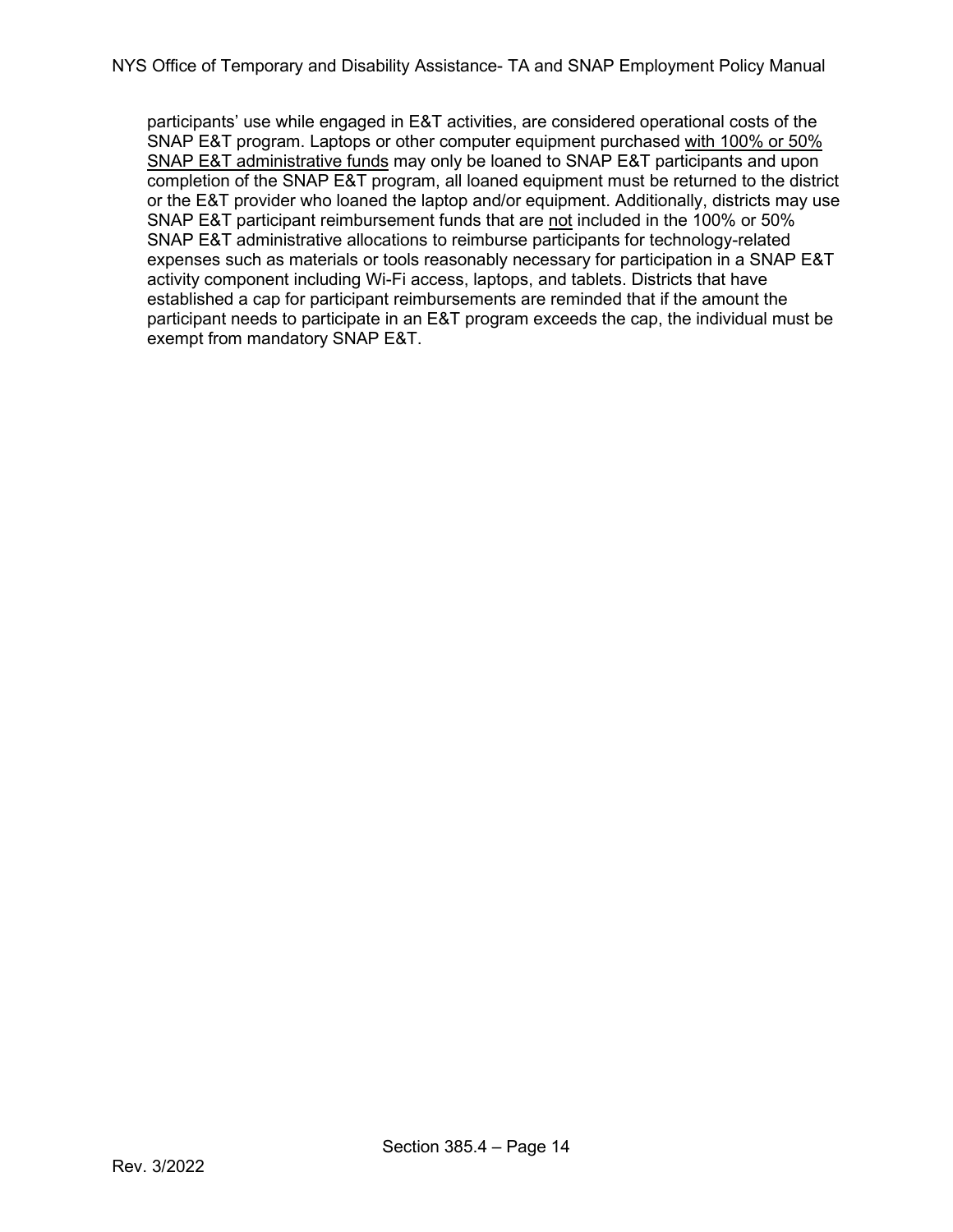participants' use while engaged in E&T activities, are considered operational costs of the SNAP E&T program. Laptops or other computer equipment purchased <u>with 100% or 50% SNAP E&T administrative funds</u> may only be loaned to SNAP E&T participants and upon completion of the SNAP E&T program, all loaned equipment must be returned to the district or the E&T provider who loaned the laptop and/or equipment. Additionally, districts may use SNAP E&T participant reimbursement funds that are <u>not</u> included in the 100% or 50% SNAP E&T administrative allocations to reimburse participants for technology-related expenses such as materials or tools reasonably necessary for participation in a SNAP E&T activity component including Wi-Fi access, laptops, and tablets. Districts that have established a cap for participant reimbursements are reminded that if the amount the participant needs to participate in an E&T program exceeds the cap, the individual must be exempt from mandatory SNAP E&T.